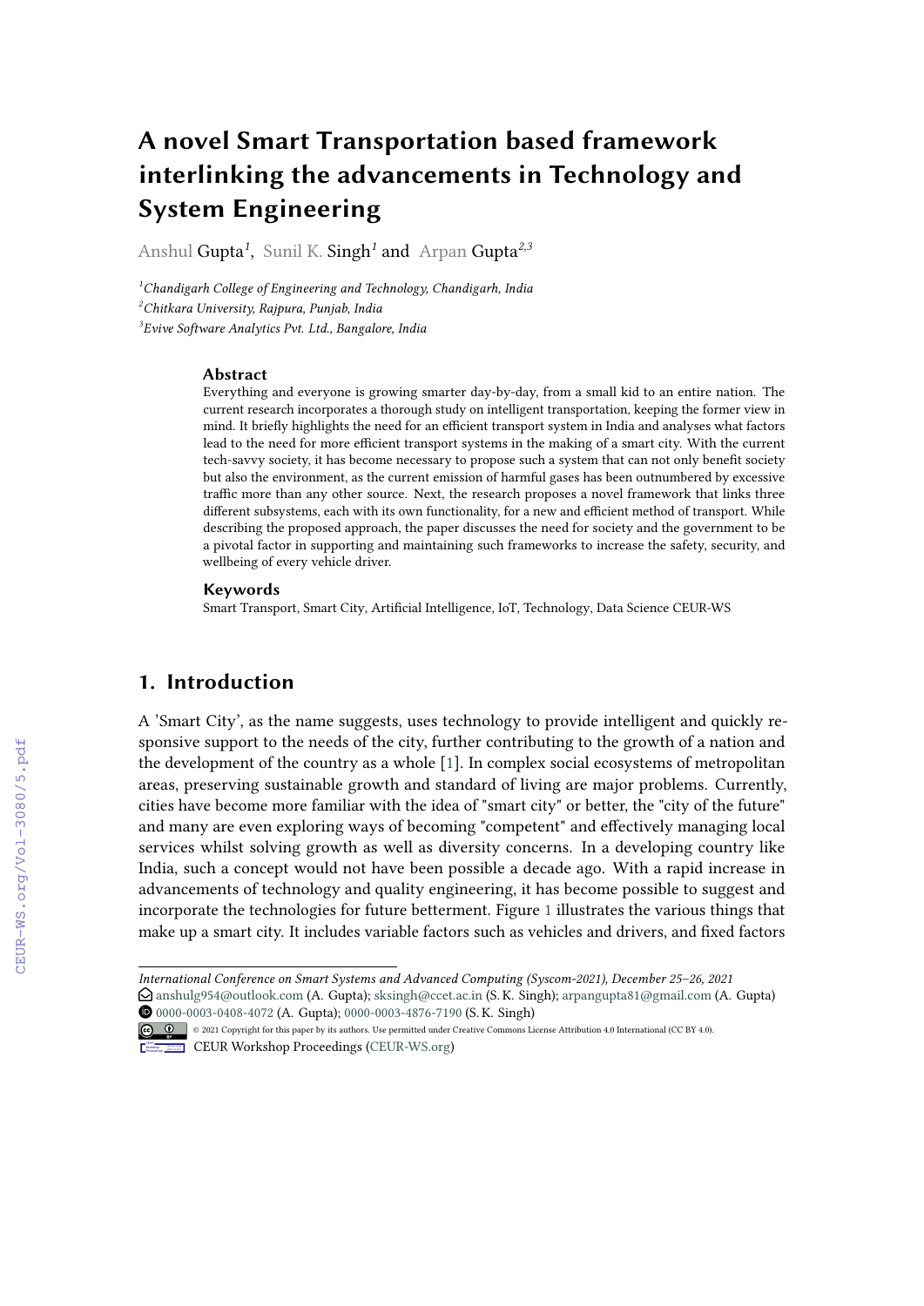# A novel Smart Transportation based framework interlinking the advancements in Technology and System Engineering

Anshul Gupta[1], Sunil K. Singh[1] and Arpan Gupta[2,3]

[1] *Chandigarh College of Engineering and Technology, Chandigarh, India*
[2] *Chitkara University, Rajpura, Punjab, India*
[3] *Evive Software Analytics Pvt. Ltd., Bangalore, India*

### Abstract

Everything and everyone is growing smarter day-by-day, from a small kid to an entire nation. The current research incorporates a thorough study on intelligent transportation, keeping the former view in mind. It briefly highlights the need for an efficient transport system in India and analyses what factors lead to the need for more efficient transport systems in the making of a smart city. With the current tech-savvy society, it has become necessary to propose such a system that can not only benefit society but also the environment, as the current emission of harmful gases has been outnumbered by excessive traffic more than any other source. Next, the research proposes a novel framework that links three different subsystems, each with its own functionality, for a new and efficient method of transport. While describing the proposed approach, the paper discusses the need for society and the government to be a pivotal factor in supporting and maintaining such frameworks to increase the safety, security, and wellbeing of every vehicle driver.

### Keywords

Smart Transport, Smart City, Artificial Intelligence, IoT, Technology, Data Science CEUR-WS

## 1. Introduction

A 'Smart City', as the name suggests, uses technology to provide intelligent and quickly responsive support to the needs of the city, further contributing to the growth of a nation and the development of the country as a whole [1]. In complex social ecosystems of metropolitan areas, preserving sustainable growth and standard of living are major problems. Currently, cities have become more familiar with the idea of "smart city" or better, the "city of the future" and many are even exploring ways of becoming "competent" and effectively managing local services whilst solving growth as well as diversity concerns. In a developing country like India, such a concept would not have been possible a decade ago. With a rapid increase in advancements of technology and quality engineering, it has become possible to suggest and incorporate the technologies for future betterment. Figure 1 illustrates the various things that make up a smart city. It includes variable factors such as vehicles and drivers, and fixed factors

---

*International Conference on Smart Systems and Advanced Computing (Syscom-2021), December 25–26, 2021*
anshulg954@outlook.com (A. Gupta); sksingh@ccet.ac.in (S. K. Singh); arpangupta81@gmail.com (A. Gupta)
0000-0003-0408-4072 (A. Gupta); 0000-0003-4876-7190 (S. K. Singh)
© 2021 Copyright for this paper by its authors. Use permitted under Creative Commons License Attribution 4.0 International (CC BY 4.0).
CEUR Workshop Proceedings (CEUR-WS.org)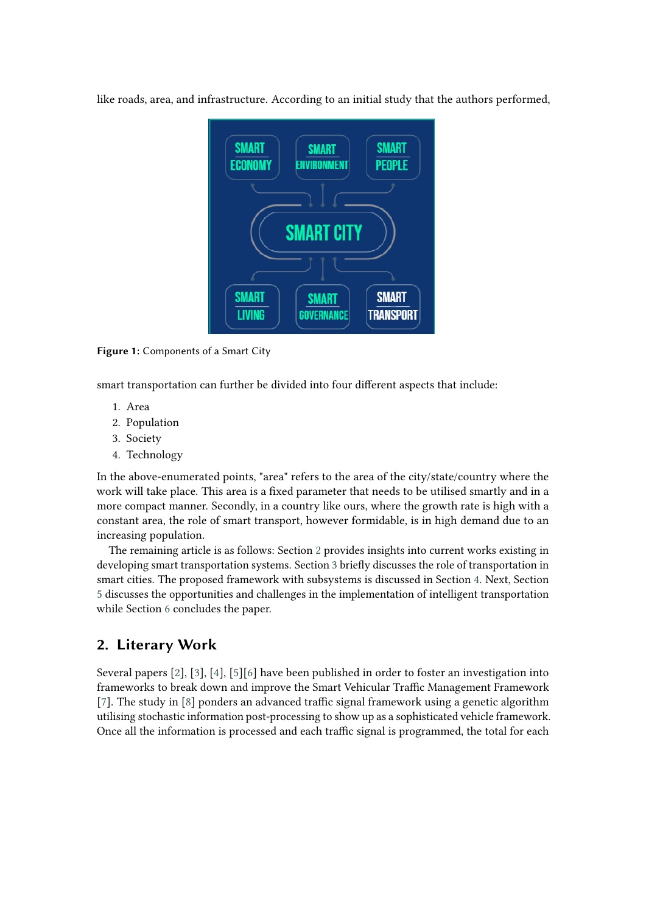like roads, area, and infrastructure. According to an initial study that the authors performed,

**Figure 1:** Components of a Smart City

smart transportation can further be divided into four different aspects that include:

1. Area
2. Population
3. Society
4. Technology

In the above-enumerated points, "area" refers to the area of the city/state/country where the work will take place. This area is a fixed parameter that needs to be utilised smartly and in a more compact manner. Secondly, in a country like ours, where the growth rate is high with a constant area, the role of smart transport, however formidable, is in high demand due to an increasing population.

The remaining article is as follows: Section 2 provides insights into current works existing in developing smart transportation systems. Section 3 briefly discusses the role of transportation in smart cities. The proposed framework with subsystems is discussed in Section 4. Next, Section 5 discusses the opportunities and challenges in the implementation of intelligent transportation while Section 6 concludes the paper.

## 2. Literary Work

Several papers [2], [3], [4], [5][6] have been published in order to foster an investigation into frameworks to break down and improve the Smart Vehicular Traffic Management Framework [7]. The study in [8] ponders an advanced traffic signal framework using a genetic algorithm utilising stochastic information post-processing to show up as a sophisticated vehicle framework. Once all the information is processed and each traffic signal is programmed, the total for each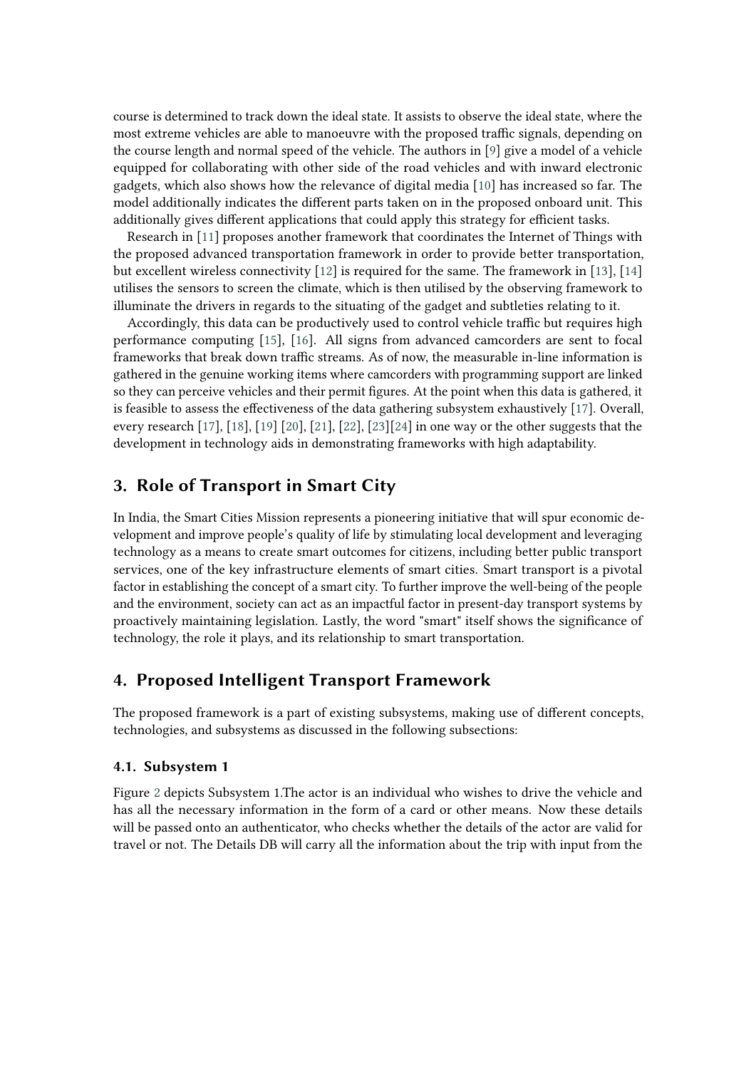course is determined to track down the ideal state. It assists to observe the ideal state, where the most extreme vehicles are able to manoeuvre with the proposed traffic signals, depending on the course length and normal speed of the vehicle. The authors in [9] give a model of a vehicle equipped for collaborating with other side of the road vehicles and with inward electronic gadgets, which also shows how the relevance of digital media [10] has increased so far. The model additionally indicates the different parts taken on in the proposed onboard unit. This additionally gives different applications that could apply this strategy for efficient tasks.

Research in [11] proposes another framework that coordinates the Internet of Things with the proposed advanced transportation framework in order to provide better transportation, but excellent wireless connectivity [12] is required for the same. The framework in [13], [14] utilises the sensors to screen the climate, which is then utilised by the observing framework to illuminate the drivers in regards to the situating of the gadget and subtleties relating to it.

Accordingly, this data can be productively used to control vehicle traffic but requires high performance computing [15], [16]. All signs from advanced camcorders are sent to focal frameworks that break down traffic streams. As of now, the measurable in-line information is gathered in the genuine working items where camcorders with programming support are linked so they can perceive vehicles and their permit figures. At the point when this data is gathered, it is feasible to assess the effectiveness of the data gathering subsystem exhaustively [17]. Overall, every research [17], [18], [19] [20], [21], [22], [23][24] in one way or the other suggests that the development in technology aids in demonstrating frameworks with high adaptability.

## 3. Role of Transport in Smart City

In India, the Smart Cities Mission represents a pioneering initiative that will spur economic development and improve people's quality of life by stimulating local development and leveraging technology as a means to create smart outcomes for citizens, including better public transport services, one of the key infrastructure elements of smart cities. Smart transport is a pivotal factor in establishing the concept of a smart city. To further improve the well-being of the people and the environment, society can act as an impactful factor in present-day transport systems by proactively maintaining legislation. Lastly, the word "smart" itself shows the significance of technology, the role it plays, and its relationship to smart transportation.

## 4. Proposed Intelligent Transport Framework

The proposed framework is a part of existing subsystems, making use of different concepts, technologies, and subsystems as discussed in the following subsections:

### 4.1. Subsystem 1

Figure 2 depicts Subsystem 1.The actor is an individual who wishes to drive the vehicle and has all the necessary information in the form of a card or other means. Now these details will be passed onto an authenticator, who checks whether the details of the actor are valid for travel or not. The Details DB will carry all the information about the trip with input from the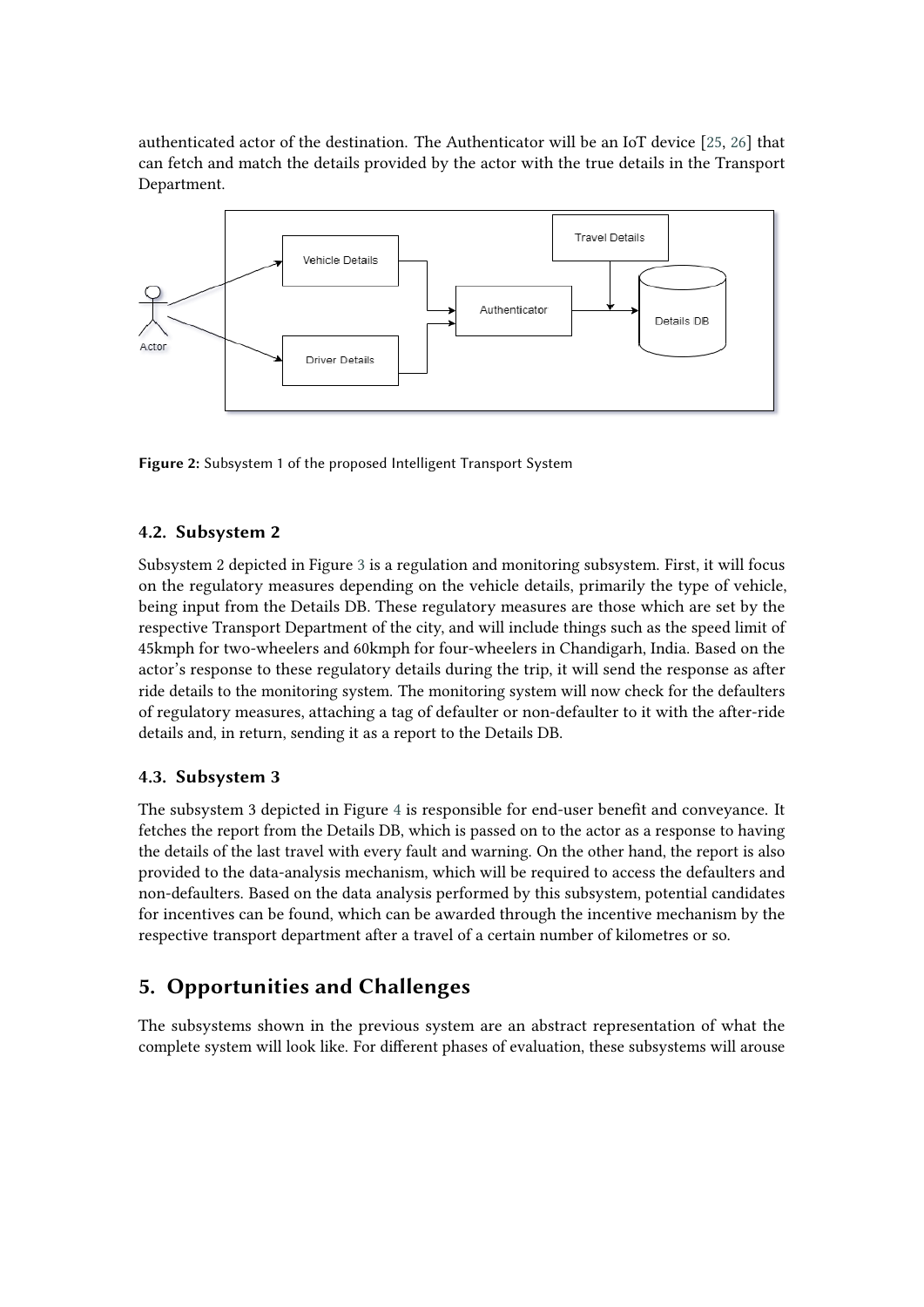authenticated actor of the destination. The Authenticator will be an IoT device [25, 26] that can fetch and match the details provided by the actor with the true details in the Transport Department.

**Figure 2:** Subsystem 1 of the proposed Intelligent Transport System

### 4.2. Subsystem 2

Subsystem 2 depicted in Figure 3 is a regulation and monitoring subsystem. First, it will focus on the regulatory measures depending on the vehicle details, primarily the type of vehicle, being input from the Details DB. These regulatory measures are those which are set by the respective Transport Department of the city, and will include things such as the speed limit of 45kmph for two-wheelers and 60kmph for four-wheelers in Chandigarh, India. Based on the actor's response to these regulatory details during the trip, it will send the response as after ride details to the monitoring system. The monitoring system will now check for the defaulters of regulatory measures, attaching a tag of defaulter or non-defaulter to it with the after-ride details and, in return, sending it as a report to the Details DB.

### 4.3. Subsystem 3

The subsystem 3 depicted in Figure 4 is responsible for end-user benefit and conveyance. It fetches the report from the Details DB, which is passed on to the actor as a response to having the details of the last travel with every fault and warning. On the other hand, the report is also provided to the data-analysis mechanism, which will be required to access the defaulters and non-defaulters. Based on the data analysis performed by this subsystem, potential candidates for incentives can be found, which can be awarded through the incentive mechanism by the respective transport department after a travel of a certain number of kilometres or so.

## 5. Opportunities and Challenges

The subsystems shown in the previous system are an abstract representation of what the complete system will look like. For different phases of evaluation, these subsystems will arouse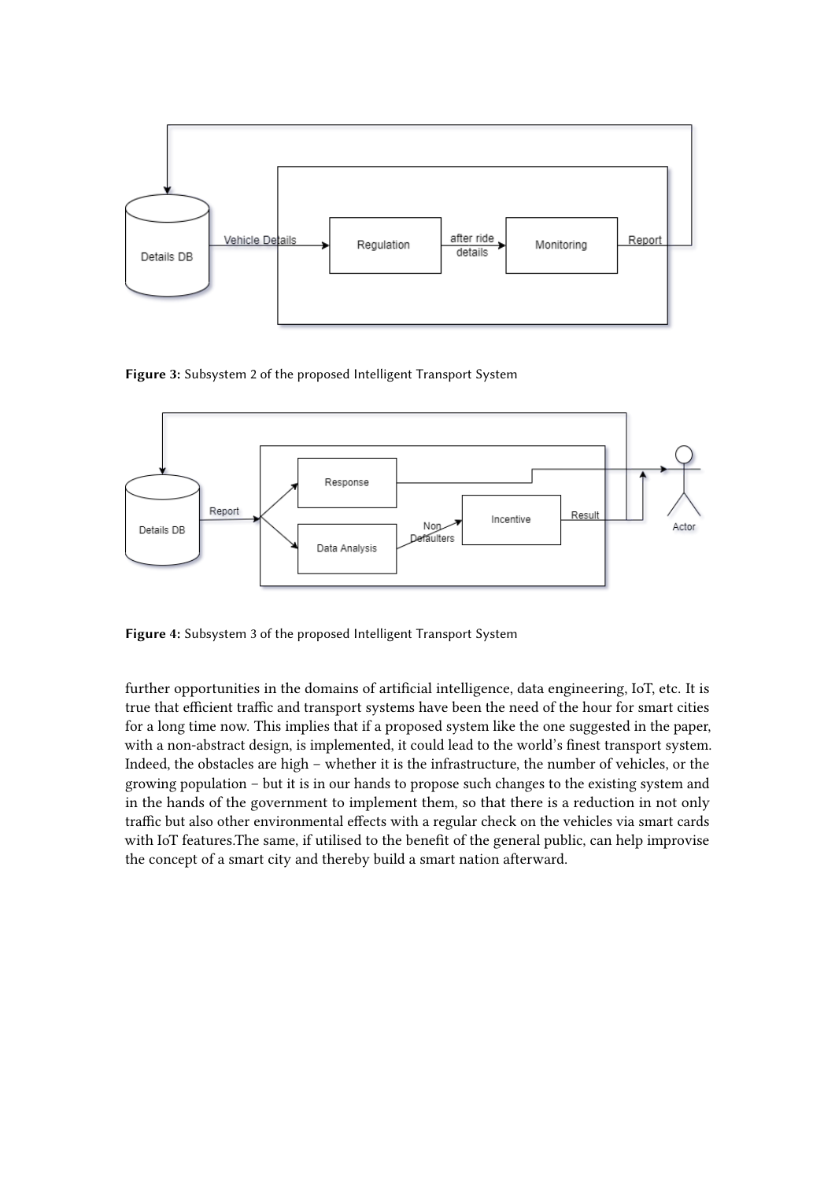**Figure 3:** Subsystem 2 of the proposed Intelligent Transport System

**Figure 4:** Subsystem 3 of the proposed Intelligent Transport System

further opportunities in the domains of artificial intelligence, data engineering, IoT, etc. It is true that efficient traffic and transport systems have been the need of the hour for smart cities for a long time now. This implies that if a proposed system like the one suggested in the paper, with a non-abstract design, is implemented, it could lead to the world's finest transport system. Indeed, the obstacles are high – whether it is the infrastructure, the number of vehicles, or the growing population – but it is in our hands to propose such changes to the existing system and in the hands of the government to implement them, so that there is a reduction in not only traffic but also other environmental effects with a regular check on the vehicles via smart cards with IoT features.The same, if utilised to the benefit of the general public, can help improvise the concept of a smart city and thereby build a smart nation afterward.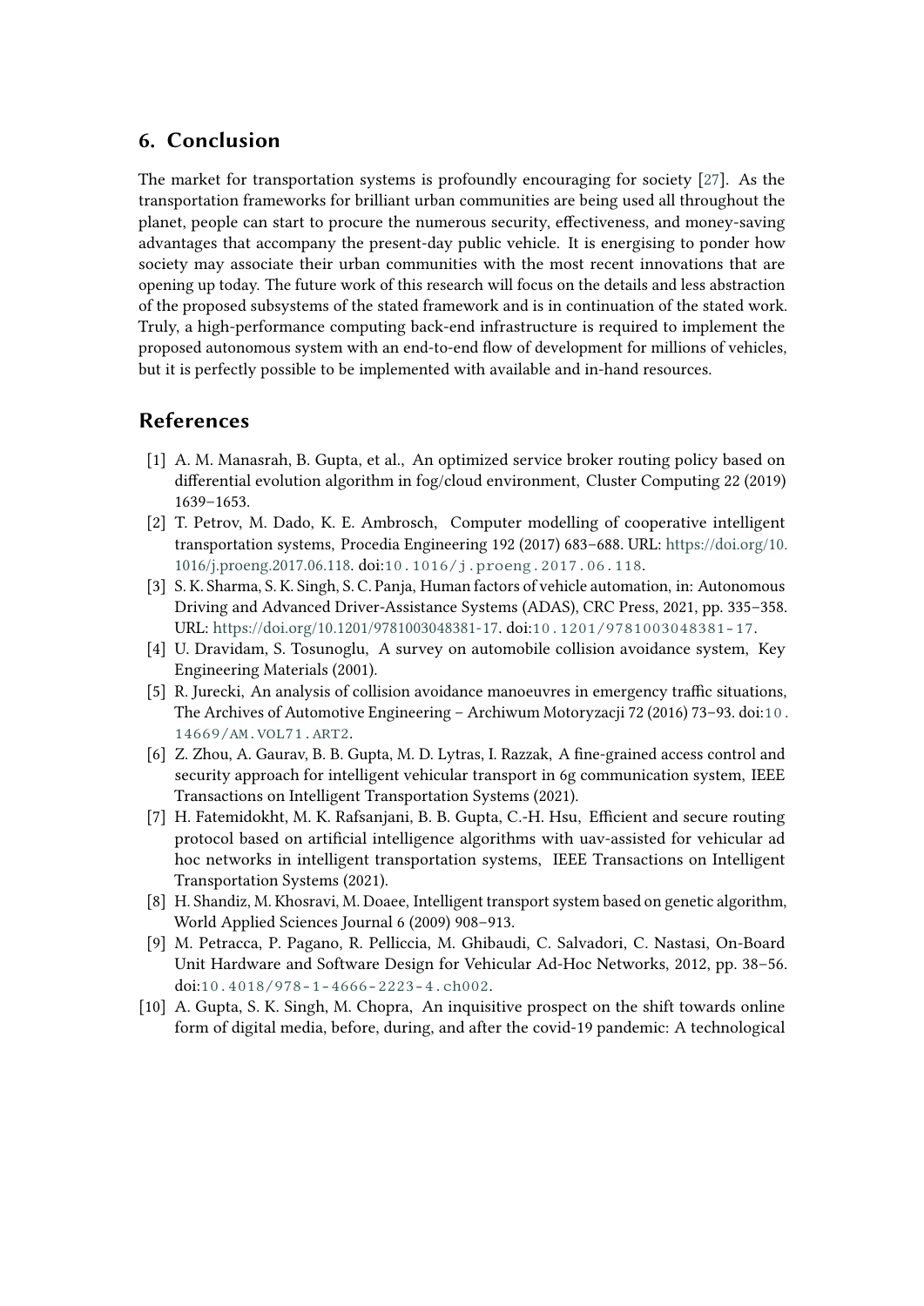## 6. Conclusion

The market for transportation systems is profoundly encouraging for society [27]. As the transportation frameworks for brilliant urban communities are being used all throughout the planet, people can start to procure the numerous security, effectiveness, and money-saving advantages that accompany the present-day public vehicle. It is energising to ponder how society may associate their urban communities with the most recent innovations that are opening up today. The future work of this research will focus on the details and less abstraction of the proposed subsystems of the stated framework and is in continuation of the stated work. Truly, a high-performance computing back-end infrastructure is required to implement the proposed autonomous system with an end-to-end flow of development for millions of vehicles, but it is perfectly possible to be implemented with available and in-hand resources.

## References

[1] A. M. Manasrah, B. Gupta, et al., An optimized service broker routing policy based on differential evolution algorithm in fog/cloud environment, Cluster Computing 22 (2019) 1639–1653.

[2] T. Petrov, M. Dado, K. E. Ambrosch, Computer modelling of cooperative intelligent transportation systems, Procedia Engineering 192 (2017) 683–688. URL: https://doi.org/10.1016/j.proeng.2017.06.118. doi:10.1016/j.proeng.2017.06.118.

[3] S. K. Sharma, S. K. Singh, S. C. Panja, Human factors of vehicle automation, in: Autonomous Driving and Advanced Driver-Assistance Systems (ADAS), CRC Press, 2021, pp. 335–358. URL: https://doi.org/10.1201/9781003048381-17. doi:10.1201/9781003048381-17.

[4] U. Dravidam, S. Tosunoglu, A survey on automobile collision avoidance system, Key Engineering Materials (2001).

[5] R. Jurecki, An analysis of collision avoidance manoeuvres in emergency traffic situations, The Archives of Automotive Engineering – Archiwum Motoryzacji 72 (2016) 73–93. doi:10.14669/AM.VOL71.ART2.

[6] Z. Zhou, A. Gaurav, B. B. Gupta, M. D. Lytras, I. Razzak, A fine-grained access control and security approach for intelligent vehicular transport in 6g communication system, IEEE Transactions on Intelligent Transportation Systems (2021).

[7] H. Fatemidokht, M. K. Rafsanjani, B. B. Gupta, C.-H. Hsu, Efficient and secure routing protocol based on artificial intelligence algorithms with uav-assisted for vehicular ad hoc networks in intelligent transportation systems, IEEE Transactions on Intelligent Transportation Systems (2021).

[8] H. Shandiz, M. Khosravi, M. Doaee, Intelligent transport system based on genetic algorithm, World Applied Sciences Journal 6 (2009) 908–913.

[9] M. Petracca, P. Pagano, R. Pelliccia, M. Ghibaudi, C. Salvadori, C. Nastasi, On-Board Unit Hardware and Software Design for Vehicular Ad-Hoc Networks, 2012, pp. 38–56. doi:10.4018/978-1-4666-2223-4.ch002.

[10] A. Gupta, S. K. Singh, M. Chopra, An inquisitive prospect on the shift towards online form of digital media, before, during, and after the covid-19 pandemic: A technological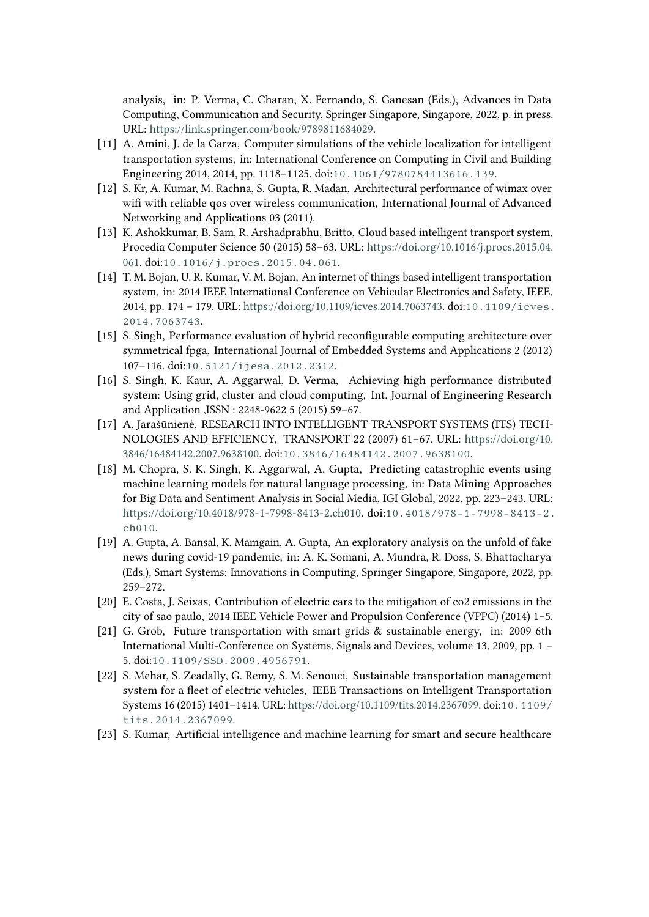analysis, in: P. Verma, C. Charan, X. Fernando, S. Ganesan (Eds.), Advances in Data Computing, Communication and Security, Springer Singapore, Singapore, 2022, p. in press. URL: https://link.springer.com/book/9789811684029.

[11] A. Amini, J. de la Garza, Computer simulations of the vehicle localization for intelligent transportation systems, in: International Conference on Computing in Civil and Building Engineering 2014, 2014, pp. 1118–1125. doi:10.1061/9780784413616.139.

[12] S. Kr, A. Kumar, M. Rachna, S. Gupta, R. Madan, Architectural performance of wimax over wifi with reliable qos over wireless communication, International Journal of Advanced Networking and Applications 03 (2011).

[13] K. Ashokkumar, B. Sam, R. Arshadprabhu, Britto, Cloud based intelligent transport system, Procedia Computer Science 50 (2015) 58–63. URL: https://doi.org/10.1016/j.procs.2015.04.061. doi:10.1016/j.procs.2015.04.061.

[14] T. M. Bojan, U. R. Kumar, V. M. Bojan, An internet of things based intelligent transportation system, in: 2014 IEEE International Conference on Vehicular Electronics and Safety, IEEE, 2014, pp. 174 – 179. URL: https://doi.org/10.1109/icves.2014.7063743. doi:10.1109/icves.2014.7063743.

[15] S. Singh, Performance evaluation of hybrid reconfigurable computing architecture over symmetrical fpga, International Journal of Embedded Systems and Applications 2 (2012) 107–116. doi:10.5121/ijesa.2012.2312.

[16] S. Singh, K. Kaur, A. Aggarwal, D. Verma, Achieving high performance distributed system: Using grid, cluster and cloud computing, Int. Journal of Engineering Research and Application ,ISSN : 2248-9622 5 (2015) 59–67.

[17] A. Jarašūnienė, RESEARCH INTO INTELLIGENT TRANSPORT SYSTEMS (ITS) TECHNOLOGIES AND EFFICIENCY, TRANSPORT 22 (2007) 61–67. URL: https://doi.org/10.3846/16484142.2007.9638100. doi:10.3846/16484142.2007.9638100.

[18] M. Chopra, S. K. Singh, K. Aggarwal, A. Gupta, Predicting catastrophic events using machine learning models for natural language processing, in: Data Mining Approaches for Big Data and Sentiment Analysis in Social Media, IGI Global, 2022, pp. 223–243. URL: https://doi.org/10.4018/978-1-7998-8413-2.ch010. doi:10.4018/978-1-7998-8413-2.ch010.

[19] A. Gupta, A. Bansal, K. Mamgain, A. Gupta, An exploratory analysis on the unfold of fake news during covid-19 pandemic, in: A. K. Somani, A. Mundra, R. Doss, S. Bhattacharya (Eds.), Smart Systems: Innovations in Computing, Springer Singapore, Singapore, 2022, pp. 259–272.

[20] E. Costa, J. Seixas, Contribution of electric cars to the mitigation of co2 emissions in the city of sao paulo, 2014 IEEE Vehicle Power and Propulsion Conference (VPPC) (2014) 1–5.

[21] G. Grob, Future transportation with smart grids & sustainable energy, in: 2009 6th International Multi-Conference on Systems, Signals and Devices, volume 13, 2009, pp. 1 – 5. doi:10.1109/SSD.2009.4956791.

[22] S. Mehar, S. Zeadally, G. Remy, S. M. Senouci, Sustainable transportation management system for a fleet of electric vehicles, IEEE Transactions on Intelligent Transportation Systems 16 (2015) 1401–1414. URL: https://doi.org/10.1109/tits.2014.2367099. doi:10.1109/tits.2014.2367099.

[23] S. Kumar, Artificial intelligence and machine learning for smart and secure healthcare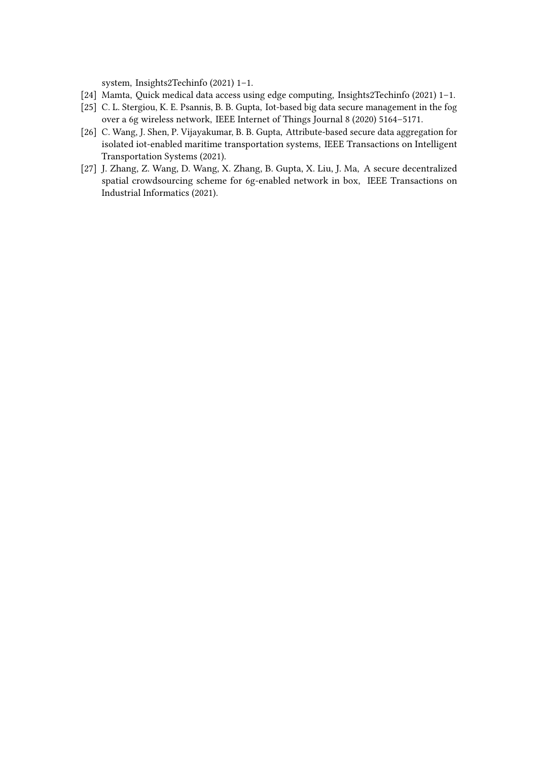system, Insights2Techinfo (2021) 1–1.

[24] Mamta, Quick medical data access using edge computing, Insights2Techinfo (2021) 1–1.

[25] C. L. Stergiou, K. E. Psannis, B. B. Gupta, Iot-based big data secure management in the fog over a 6g wireless network, IEEE Internet of Things Journal 8 (2020) 5164–5171.

[26] C. Wang, J. Shen, P. Vijayakumar, B. B. Gupta, Attribute-based secure data aggregation for isolated iot-enabled maritime transportation systems, IEEE Transactions on Intelligent Transportation Systems (2021).

[27] J. Zhang, Z. Wang, D. Wang, X. Zhang, B. Gupta, X. Liu, J. Ma, A secure decentralized spatial crowdsourcing scheme for 6g-enabled network in box, IEEE Transactions on Industrial Informatics (2021).